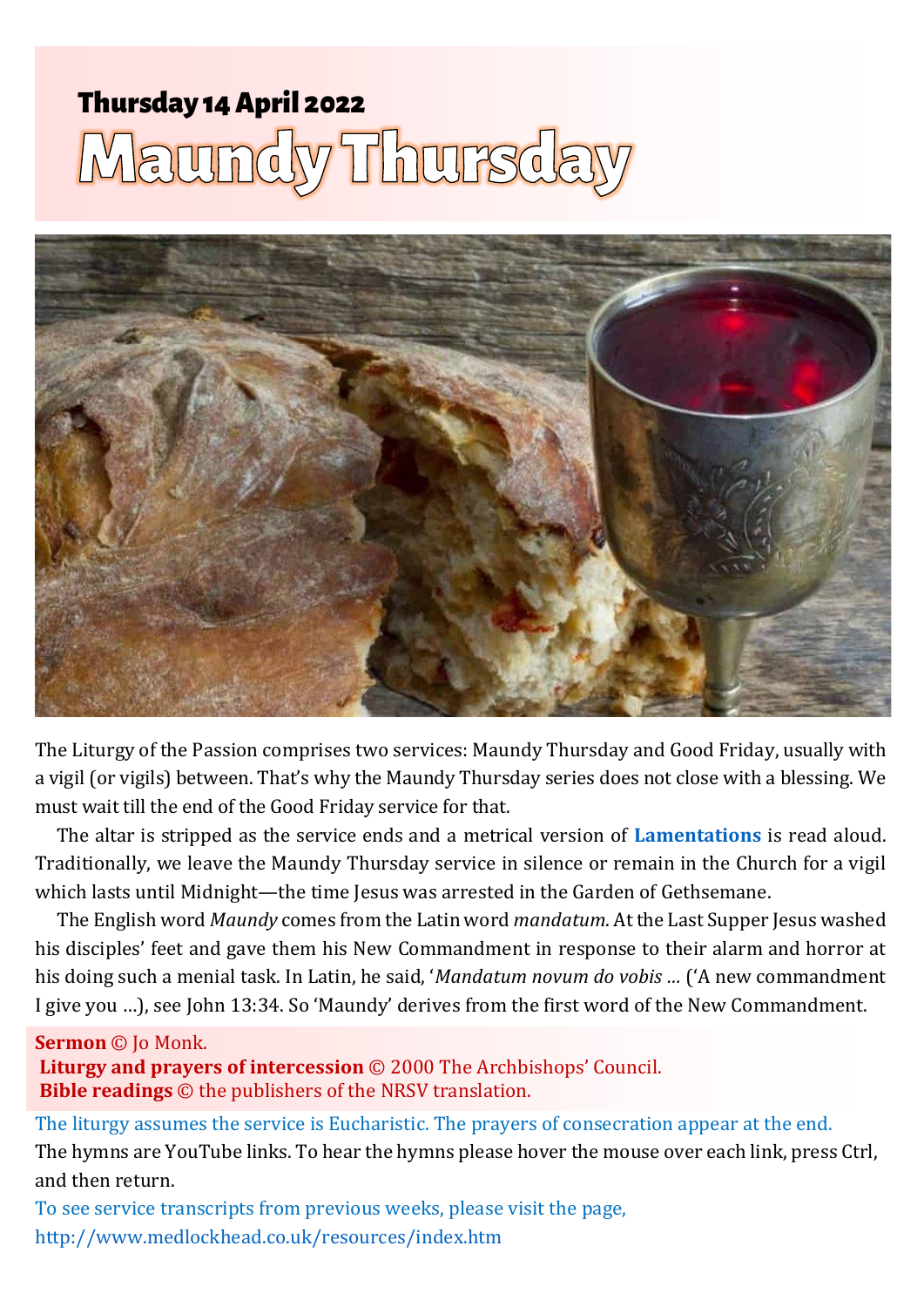## Thursday 14 April 2022

# Maundy Thursday

The Liturgy of the Passion comprises two services: Maundy Thursday and Good Friday, usually with a vigil (or vigils) between. That's why the Maundy Thursday series does not close with a blessing. We must wait till the end of the Good Friday service for that.

The altar is stripped as the service ends and a metrical version of **Lamentations** is read aloud. Traditionally, we leave the Maundy Thursday service in silence or remain in the Church for a vigil which lasts until Midnight—the time Jesus was arrested in the Garden of Gethsemane.

The English word *Maundy* comes from the Latin word *mandatum*. At the Last Supper Jesus washed his disciples' feet and gave them his New Commandment in response to their alarm and horror at his doing such a menial task. In Latin, he said, '*Mandatum novum do vobis …* ('A new commandment I give you …), see John 13:34. So 'Maundy' derives from the first word of the New Commandment.

**Sermon** © Jo Monk.
**Liturgy and prayers of intercession** © 2000 The Archbishops' Council.
**Bible readings** © the publishers of the NRSV translation.

The liturgy assumes the service is Eucharistic. The prayers of consecration appear at the end.

The hymns are YouTube links. To hear the hymns please hover the mouse over each link, press Ctrl, and then return.

To see service transcripts from previous weeks, please visit the page,
http://www.medlockhead.co.uk/resources/index.htm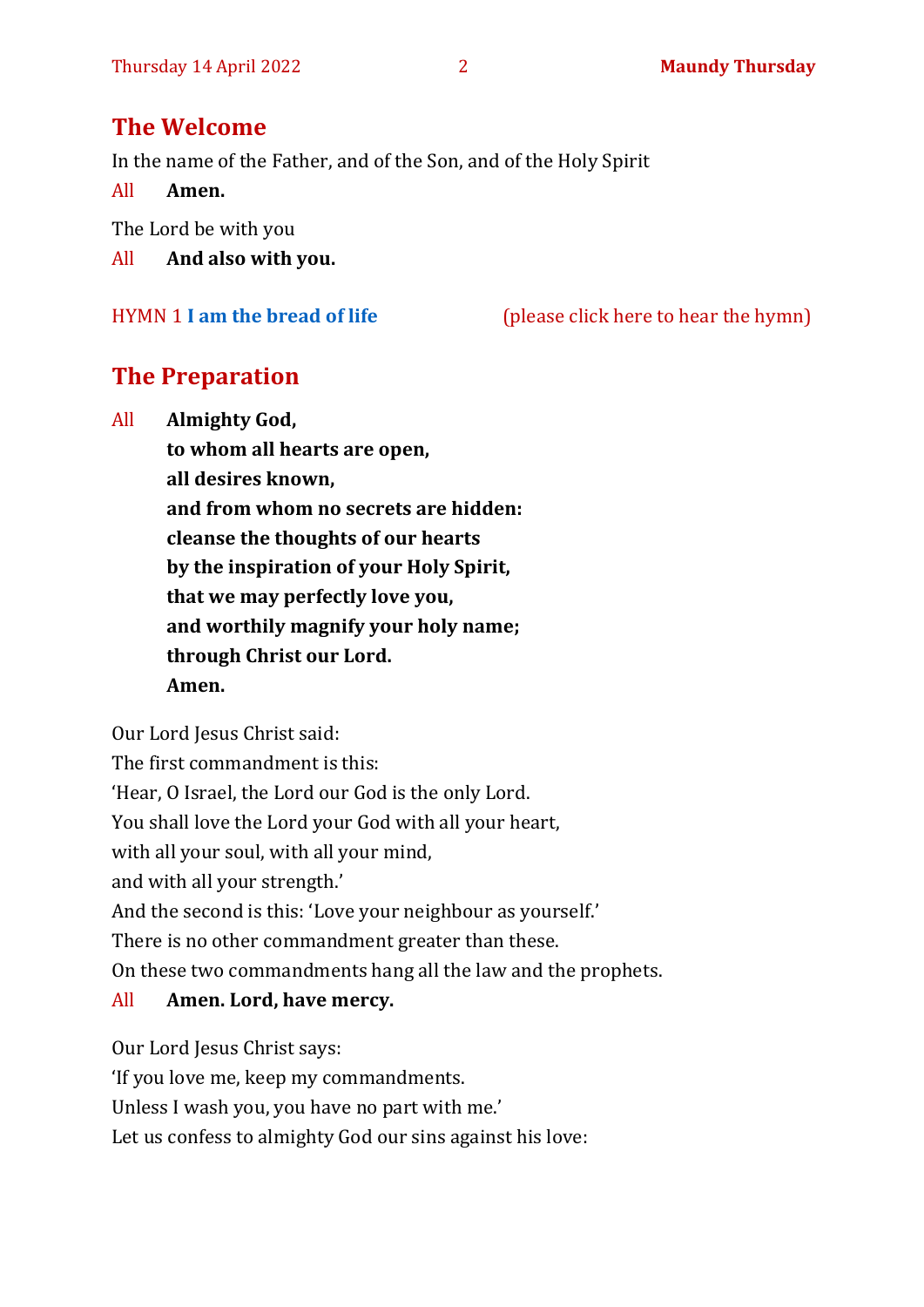## The Welcome

In the name of the Father, and of the Son, and of the Holy Spirit

All **Amen.**

The Lord be with you

All **And also with you.**

HYMN 1 **I am the bread of life** (please click here to hear the hymn)

## The Preparation

All **Almighty God,**
**to whom all hearts are open,**
**all desires known,**
**and from whom no secrets are hidden:**
**cleanse the thoughts of our hearts**
**by the inspiration of your Holy Spirit,**
**that we may perfectly love you,**
**and worthily magnify your holy name;**
**through Christ our Lord.**
**Amen.**

Our Lord Jesus Christ said:
The first commandment is this:
'Hear, O Israel, the Lord our God is the only Lord.
You shall love the Lord your God with all your heart,
with all your soul, with all your mind,
and with all your strength.'
And the second is this: 'Love your neighbour as yourself.'
There is no other commandment greater than these.
On these two commandments hang all the law and the prophets.

All **Amen. Lord, have mercy.**

Our Lord Jesus Christ says:
'If you love me, keep my commandments.
Unless I wash you, you have no part with me.'
Let us confess to almighty God our sins against his love: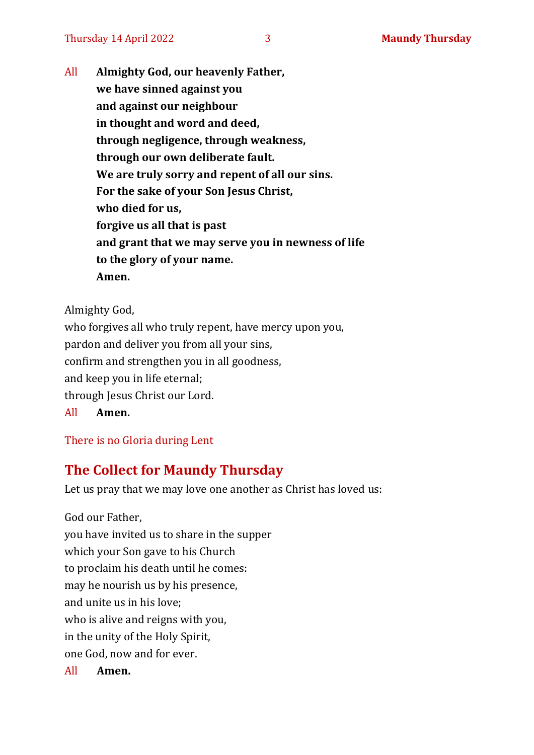All **Almighty God, our heavenly Father,**
**we have sinned against you**
**and against our neighbour**
**in thought and word and deed,**
**through negligence, through weakness,**
**through our own deliberate fault.**
**We are truly sorry and repent of all our sins.**
**For the sake of your Son Jesus Christ,**
**who died for us,**
**forgive us all that is past**
**and grant that we may serve you in newness of life**
**to the glory of your name.**
**Amen.**

Almighty God,
who forgives all who truly repent, have mercy upon you,
pardon and deliver you from all your sins,
confirm and strengthen you in all goodness,
and keep you in life eternal;
through Jesus Christ our Lord.
All **Amen.**

There is no Gloria during Lent

## The Collect for Maundy Thursday

Let us pray that we may love one another as Christ has loved us:

God our Father,
you have invited us to share in the supper
which your Son gave to his Church
to proclaim his death until he comes:
may he nourish us by his presence,
and unite us in his love;
who is alive and reigns with you,
in the unity of the Holy Spirit,
one God, now and for ever.
All **Amen.**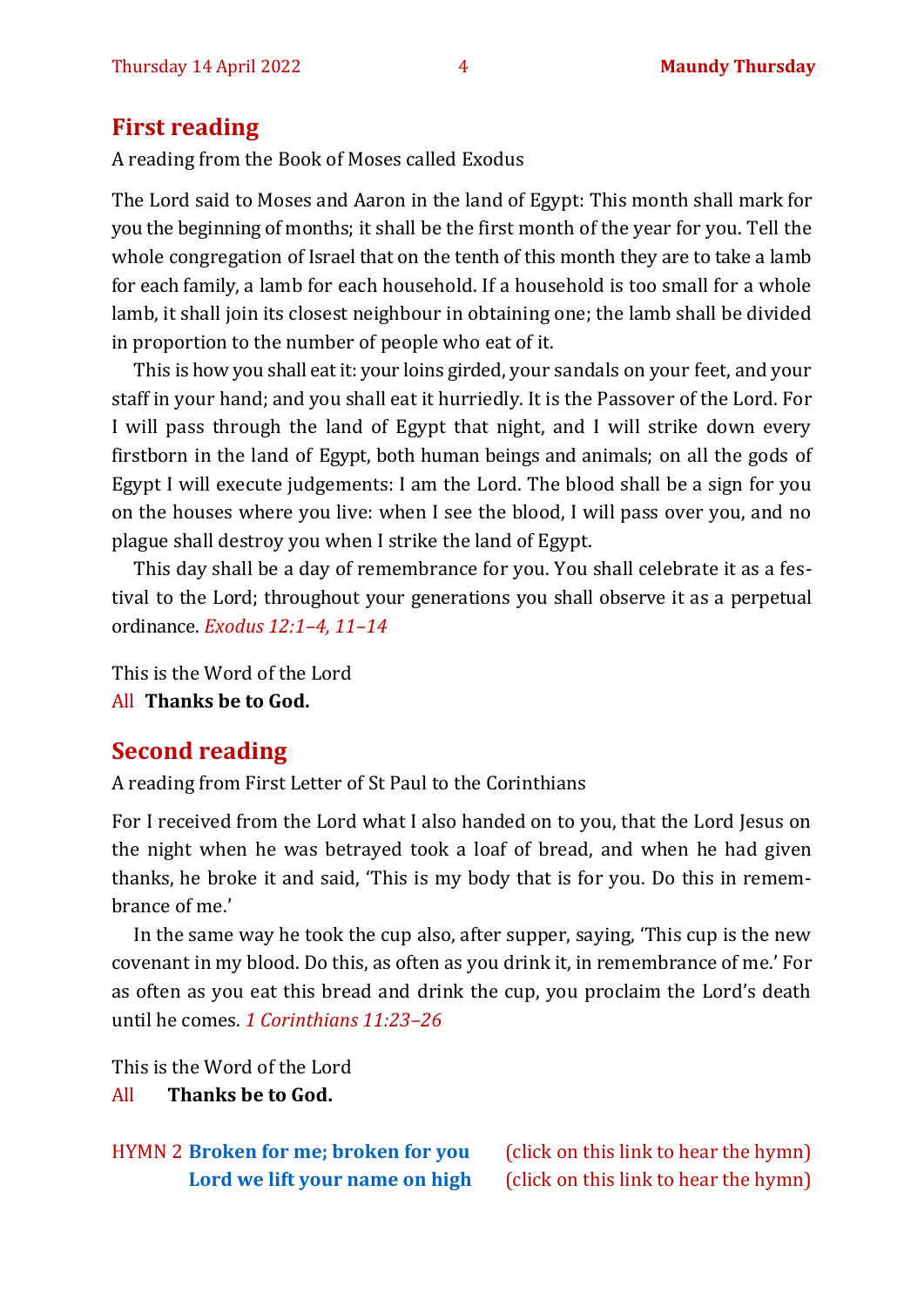## First reading

A reading from the Book of Moses called Exodus

The Lord said to Moses and Aaron in the land of Egypt: This month shall mark for you the beginning of months; it shall be the first month of the year for you. Tell the whole congregation of Israel that on the tenth of this month they are to take a lamb for each family, a lamb for each household. If a household is too small for a whole lamb, it shall join its closest neighbour in obtaining one; the lamb shall be divided in proportion to the number of people who eat of it.

This is how you shall eat it: your loins girded, your sandals on your feet, and your staff in your hand; and you shall eat it hurriedly. It is the Passover of the Lord. For I will pass through the land of Egypt that night, and I will strike down every firstborn in the land of Egypt, both human beings and animals; on all the gods of Egypt I will execute judgements: I am the Lord. The blood shall be a sign for you on the houses where you live: when I see the blood, I will pass over you, and no plague shall destroy you when I strike the land of Egypt.

This day shall be a day of remembrance for you. You shall celebrate it as a festival to the Lord; throughout your generations you shall observe it as a perpetual ordinance. *Exodus 12:1–4, 11–14*

This is the Word of the Lord
All **Thanks be to God.**

## Second reading

A reading from First Letter of St Paul to the Corinthians

For I received from the Lord what I also handed on to you, that the Lord Jesus on the night when he was betrayed took a loaf of bread, and when he had given thanks, he broke it and said, 'This is my body that is for you. Do this in remembrance of me.'

In the same way he took the cup also, after supper, saying, 'This cup is the new covenant in my blood. Do this, as often as you drink it, in remembrance of me.' For as often as you eat this bread and drink the cup, you proclaim the Lord's death until he comes. *1 Corinthians 11:23–26*

This is the Word of the Lord
All **Thanks be to God.**

HYMN 2 **Broken for me; broken for you** (click on this link to hear the hymn)
**Lord we lift your name on high** (click on this link to hear the hymn)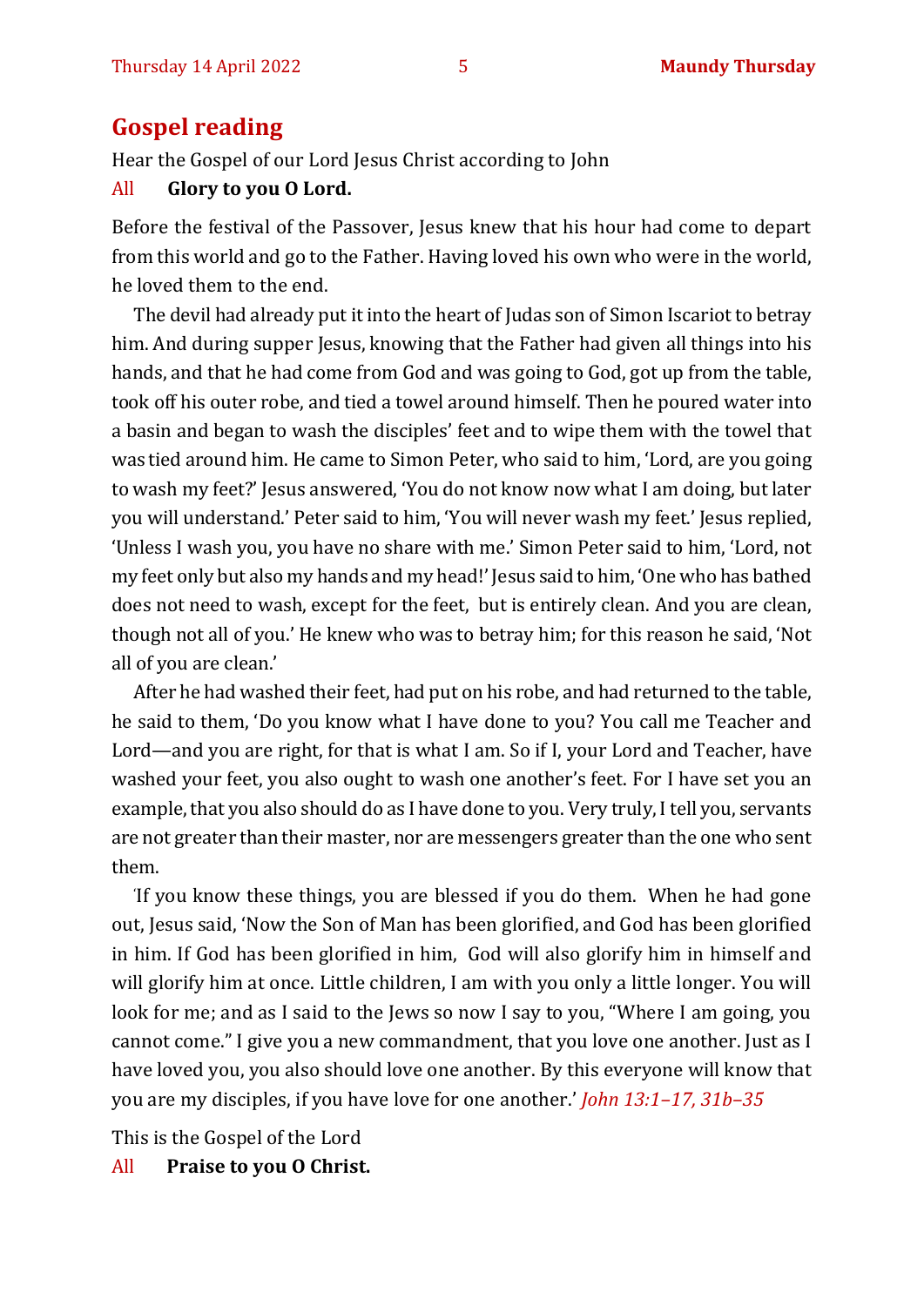## Gospel reading

Hear the Gospel of our Lord Jesus Christ according to John

All **Glory to you O Lord.**

Before the festival of the Passover, Jesus knew that his hour had come to depart from this world and go to the Father. Having loved his own who were in the world, he loved them to the end.

The devil had already put it into the heart of Judas son of Simon Iscariot to betray him. And during supper Jesus, knowing that the Father had given all things into his hands, and that he had come from God and was going to God, got up from the table, took off his outer robe, and tied a towel around himself. Then he poured water into a basin and began to wash the disciples' feet and to wipe them with the towel that was tied around him. He came to Simon Peter, who said to him, 'Lord, are you going to wash my feet?' Jesus answered, 'You do not know now what I am doing, but later you will understand.' Peter said to him, 'You will never wash my feet.' Jesus replied, 'Unless I wash you, you have no share with me.' Simon Peter said to him, 'Lord, not my feet only but also my hands and my head!' Jesus said to him, 'One who has bathed does not need to wash, except for the feet, but is entirely clean. And you are clean, though not all of you.' He knew who was to betray him; for this reason he said, 'Not all of you are clean.'

After he had washed their feet, had put on his robe, and had returned to the table, he said to them, 'Do you know what I have done to you? You call me Teacher and Lord—and you are right, for that is what I am. So if I, your Lord and Teacher, have washed your feet, you also ought to wash one another's feet. For I have set you an example, that you also should do as I have done to you. Very truly, I tell you, servants are not greater than their master, nor are messengers greater than the one who sent them.

'If you know these things, you are blessed if you do them. When he had gone out, Jesus said, 'Now the Son of Man has been glorified, and God has been glorified in him. If God has been glorified in him, God will also glorify him in himself and will glorify him at once. Little children, I am with you only a little longer. You will look for me; and as I said to the Jews so now I say to you, "Where I am going, you cannot come." I give you a new commandment, that you love one another. Just as I have loved you, you also should love one another. By this everyone will know that you are my disciples, if you have love for one another.' *John 13:1–17, 31b–35*

This is the Gospel of the Lord

All **Praise to you O Christ.**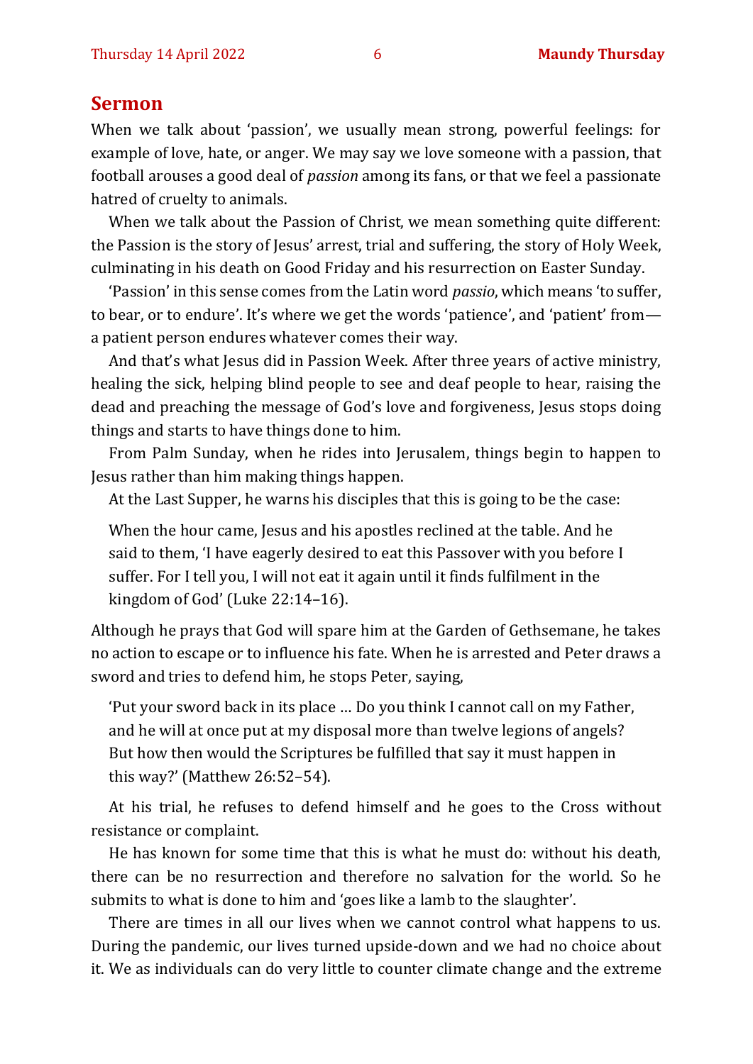## Sermon

When we talk about 'passion', we usually mean strong, powerful feelings: for example of love, hate, or anger. We may say we love someone with a passion, that football arouses a good deal of *passion* among its fans, or that we feel a passionate hatred of cruelty to animals.

When we talk about the Passion of Christ, we mean something quite different: the Passion is the story of Jesus' arrest, trial and suffering, the story of Holy Week, culminating in his death on Good Friday and his resurrection on Easter Sunday.

'Passion' in this sense comes from the Latin word *passio*, which means 'to suffer, to bear, or to endure'. It's where we get the words 'patience', and 'patient' from—a patient person endures whatever comes their way.

And that's what Jesus did in Passion Week. After three years of active ministry, healing the sick, helping blind people to see and deaf people to hear, raising the dead and preaching the message of God's love and forgiveness, Jesus stops doing things and starts to have things done to him.

From Palm Sunday, when he rides into Jerusalem, things begin to happen to Jesus rather than him making things happen.

At the Last Supper, he warns his disciples that this is going to be the case:

> When the hour came, Jesus and his apostles reclined at the table. And he said to them, 'I have eagerly desired to eat this Passover with you before I suffer. For I tell you, I will not eat it again until it finds fulfilment in the kingdom of God' (Luke 22:14–16).

Although he prays that God will spare him at the Garden of Gethsemane, he takes no action to escape or to influence his fate. When he is arrested and Peter draws a sword and tries to defend him, he stops Peter, saying,

> 'Put your sword back in its place … Do you think I cannot call on my Father, and he will at once put at my disposal more than twelve legions of angels? But how then would the Scriptures be fulfilled that say it must happen in this way?' (Matthew 26:52–54).

At his trial, he refuses to defend himself and he goes to the Cross without resistance or complaint.

He has known for some time that this is what he must do: without his death, there can be no resurrection and therefore no salvation for the world. So he submits to what is done to him and 'goes like a lamb to the slaughter'.

There are times in all our lives when we cannot control what happens to us. During the pandemic, our lives turned upside-down and we had no choice about it. We as individuals can do very little to counter climate change and the extreme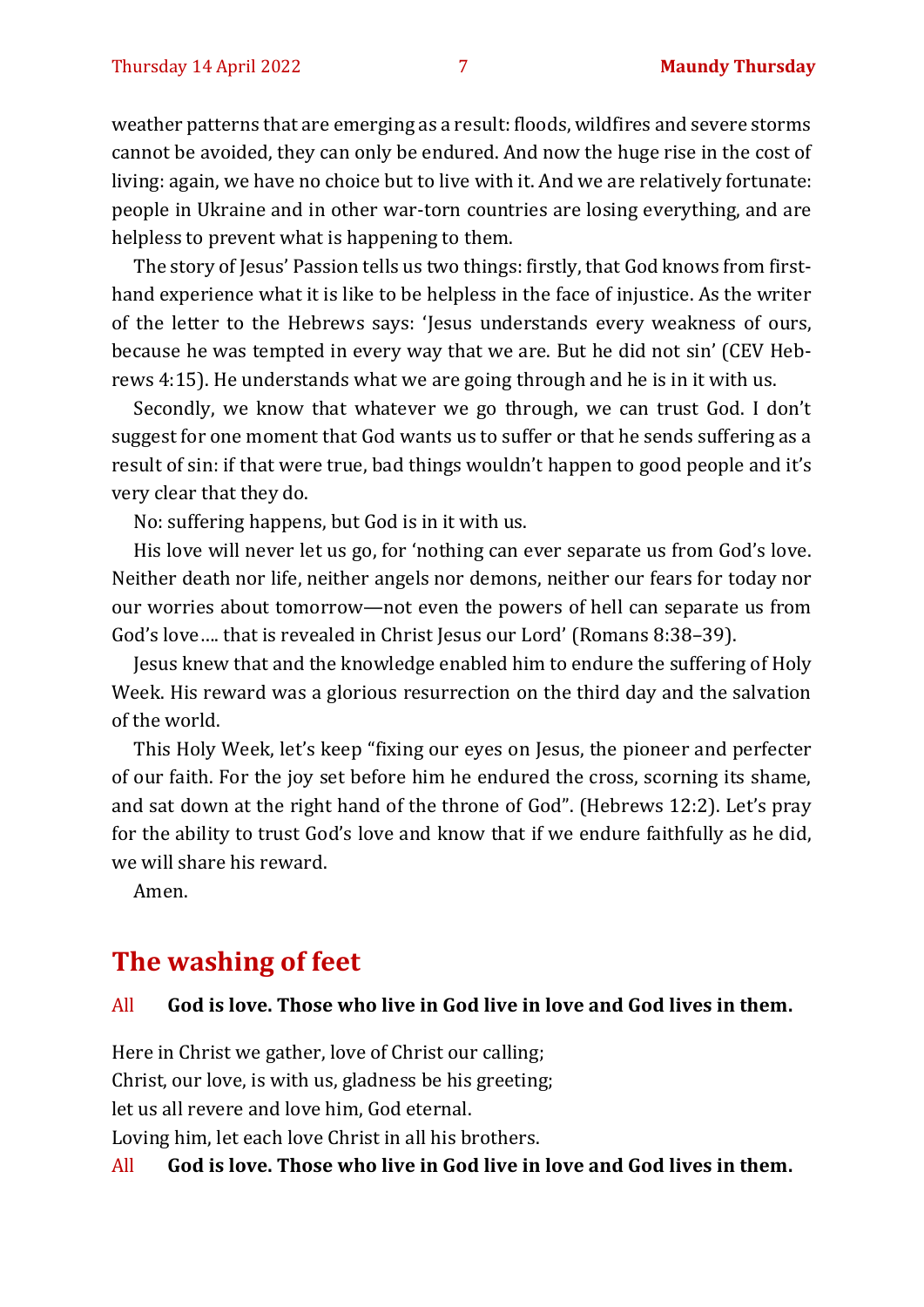weather patterns that are emerging as a result: floods, wildfires and severe storms cannot be avoided, they can only be endured. And now the huge rise in the cost of living: again, we have no choice but to live with it. And we are relatively fortunate: people in Ukraine and in other war-torn countries are losing everything, and are helpless to prevent what is happening to them.

The story of Jesus' Passion tells us two things: firstly, that God knows from first-hand experience what it is like to be helpless in the face of injustice. As the writer of the letter to the Hebrews says: 'Jesus understands every weakness of ours, because he was tempted in every way that we are. But he did not sin' (CEV Hebrews 4:15). He understands what we are going through and he is in it with us.

Secondly, we know that whatever we go through, we can trust God. I don't suggest for one moment that God wants us to suffer or that he sends suffering as a result of sin: if that were true, bad things wouldn't happen to good people and it's very clear that they do.

No: suffering happens, but God is in it with us.

His love will never let us go, for 'nothing can ever separate us from God's love. Neither death nor life, neither angels nor demons, neither our fears for today nor our worries about tomorrow—not even the powers of hell can separate us from God's love…. that is revealed in Christ Jesus our Lord' (Romans 8:38–39).

Jesus knew that and the knowledge enabled him to endure the suffering of Holy Week. His reward was a glorious resurrection on the third day and the salvation of the world.

This Holy Week, let's keep "fixing our eyes on Jesus, the pioneer and perfecter of our faith. For the joy set before him he endured the cross, scorning its shame, and sat down at the right hand of the throne of God". (Hebrews 12:2). Let's pray for the ability to trust God's love and know that if we endure faithfully as he did, we will share his reward.

Amen.

## The washing of feet

All **God is love. Those who live in God live in love and God lives in them.**

Here in Christ we gather, love of Christ our calling;
Christ, our love, is with us, gladness be his greeting;
let us all revere and love him, God eternal.
Loving him, let each love Christ in all his brothers.

All **God is love. Those who live in God live in love and God lives in them.**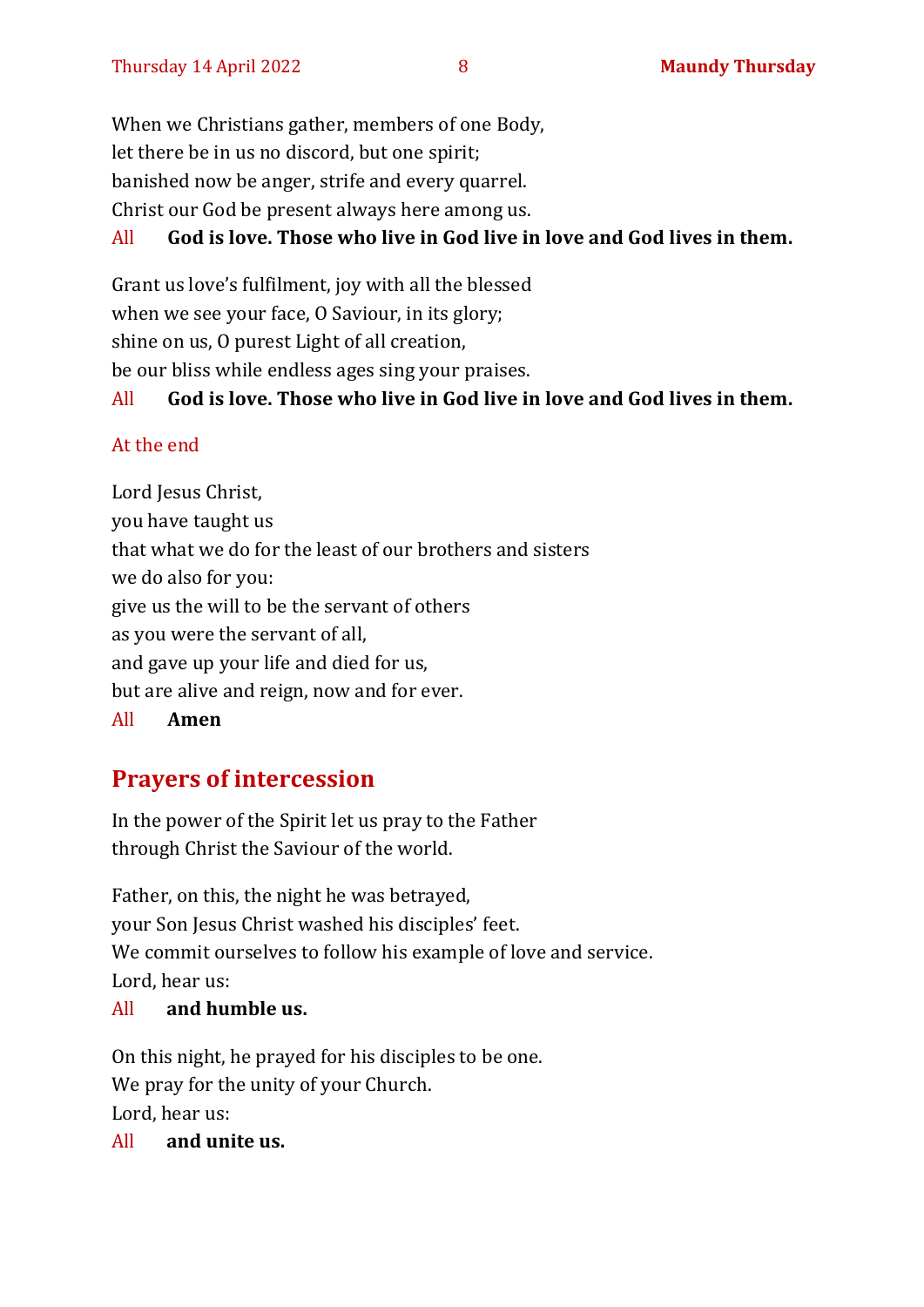When we Christians gather, members of one Body,
let there be in us no discord, but one spirit;
banished now be anger, strife and every quarrel.
Christ our God be present always here among us.

All **God is love. Those who live in God live in love and God lives in them.**

Grant us love's fulfilment, joy with all the blessed
when we see your face, O Saviour, in its glory;
shine on us, O purest Light of all creation,
be our bliss while endless ages sing your praises.

All **God is love. Those who live in God live in love and God lives in them.**

At the end

Lord Jesus Christ,
you have taught us
that what we do for the least of our brothers and sisters
we do also for you:
give us the will to be the servant of others
as you were the servant of all,
and gave up your life and died for us,
but are alive and reign, now and for ever.

All **Amen**

## Prayers of intercession

In the power of the Spirit let us pray to the Father
through Christ the Saviour of the world.

Father, on this, the night he was betrayed,
your Son Jesus Christ washed his disciples' feet.
We commit ourselves to follow his example of love and service.
Lord, hear us:

All **and humble us.**

On this night, he prayed for his disciples to be one.
We pray for the unity of your Church.
Lord, hear us:

All **and unite us.**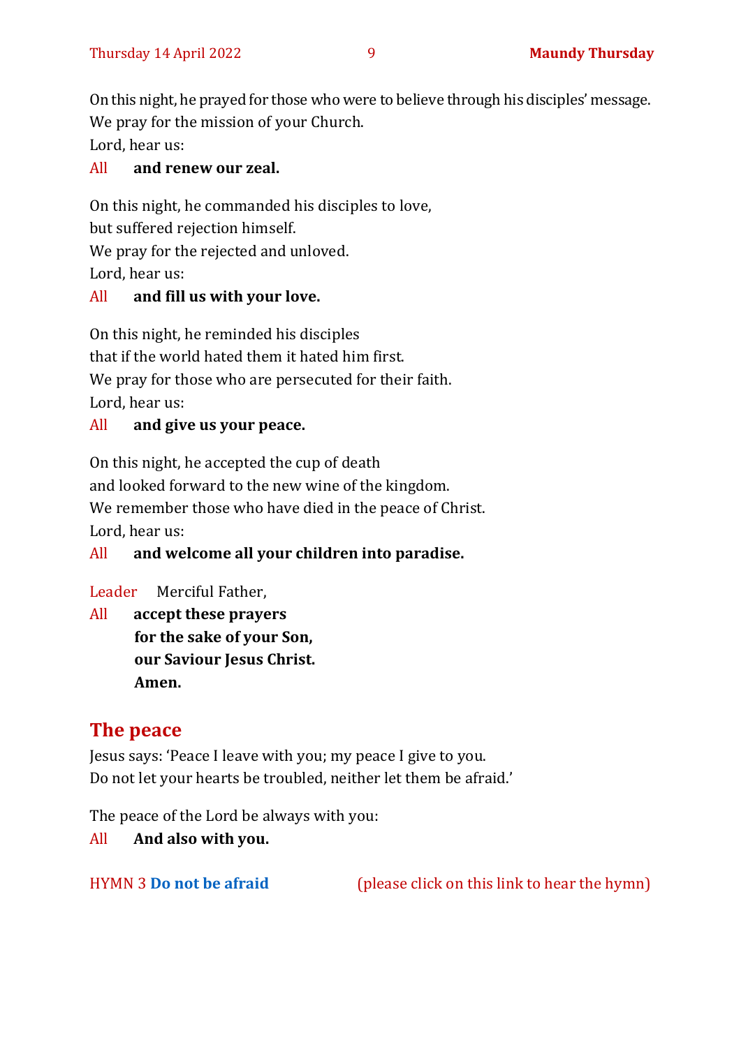On this night, he prayed for those who were to believe through his disciples' message.
We pray for the mission of your Church.
Lord, hear us:

All **and renew our zeal.**

On this night, he commanded his disciples to love,
but suffered rejection himself.
We pray for the rejected and unloved.
Lord, hear us:

All **and fill us with your love.**

On this night, he reminded his disciples
that if the world hated them it hated him first.
We pray for those who are persecuted for their faith.
Lord, hear us:

All **and give us your peace.**

On this night, he accepted the cup of death
and looked forward to the new wine of the kingdom.
We remember those who have died in the peace of Christ.
Lord, hear us:

All **and welcome all your children into paradise.**

Leader Merciful Father,

All **accept these prayers**
**for the sake of your Son,**
**our Saviour Jesus Christ.**
**Amen.**

## The peace

Jesus says: 'Peace I leave with you; my peace I give to you.
Do not let your hearts be troubled, neither let them be afraid.'

The peace of the Lord be always with you:

All **And also with you.**

HYMN 3 **Do not be afraid** (please click on this link to hear the hymn)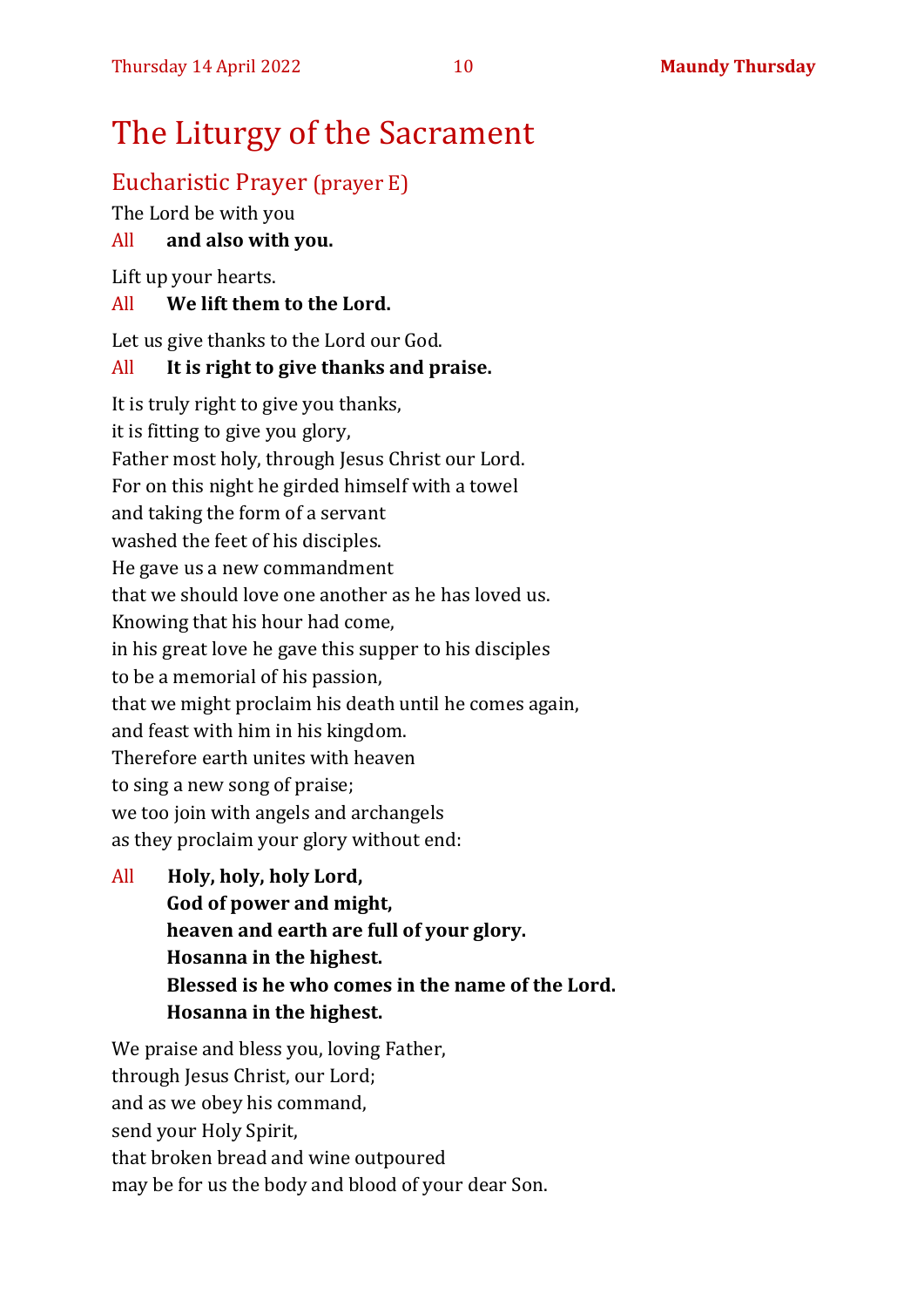# The Liturgy of the Sacrament

## Eucharistic Prayer (prayer E)

The Lord be with you

All **and also with you.**

Lift up your hearts.

All **We lift them to the Lord.**

Let us give thanks to the Lord our God.

All **It is right to give thanks and praise.**

It is truly right to give you thanks,
it is fitting to give you glory,
Father most holy, through Jesus Christ our Lord.
For on this night he girded himself with a towel
and taking the form of a servant
washed the feet of his disciples.
He gave us a new commandment
that we should love one another as he has loved us.
Knowing that his hour had come,
in his great love he gave this supper to his disciples
to be a memorial of his passion,
that we might proclaim his death until he comes again,
and feast with him in his kingdom.
Therefore earth unites with heaven
to sing a new song of praise;
we too join with angels and archangels
as they proclaim your glory without end:

All **Holy, holy, holy Lord,**
**God of power and might,**
**heaven and earth are full of your glory.**
**Hosanna in the highest.**
**Blessed is he who comes in the name of the Lord.**
**Hosanna in the highest.**

We praise and bless you, loving Father,
through Jesus Christ, our Lord;
and as we obey his command,
send your Holy Spirit,
that broken bread and wine outpoured
may be for us the body and blood of your dear Son.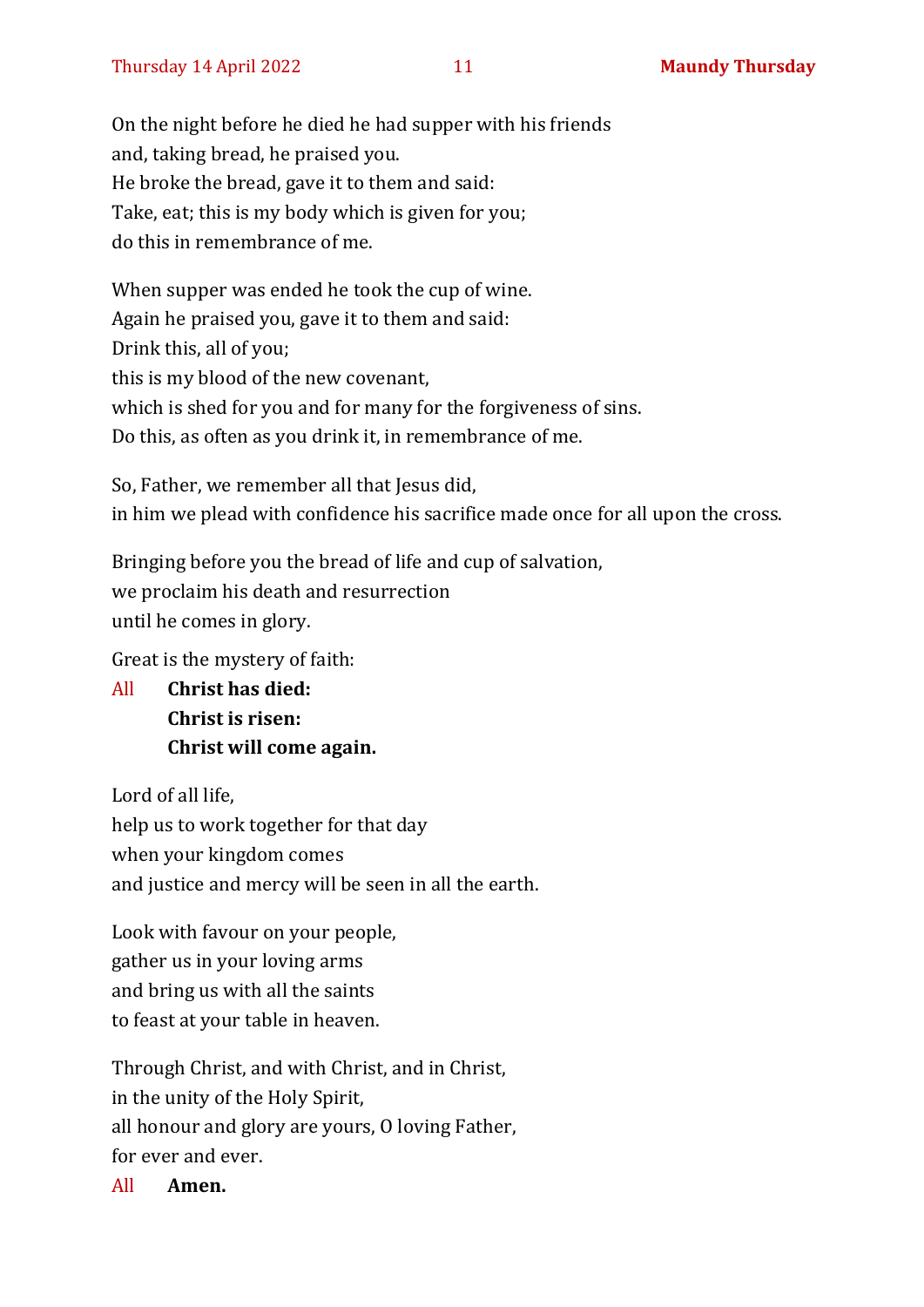On the night before he died he had supper with his friends
and, taking bread, he praised you.
He broke the bread, gave it to them and said:
Take, eat; this is my body which is given for you;
do this in remembrance of me.

When supper was ended he took the cup of wine.
Again he praised you, gave it to them and said:
Drink this, all of you;
this is my blood of the new covenant,
which is shed for you and for many for the forgiveness of sins.
Do this, as often as you drink it, in remembrance of me.

So, Father, we remember all that Jesus did,
in him we plead with confidence his sacrifice made once for all upon the cross.

Bringing before you the bread of life and cup of salvation,
we proclaim his death and resurrection
until he comes in glory.

Great is the mystery of faith:

All **Christ has died:**
**Christ is risen:**
**Christ will come again.**

Lord of all life,
help us to work together for that day
when your kingdom comes
and justice and mercy will be seen in all the earth.

Look with favour on your people,
gather us in your loving arms
and bring us with all the saints
to feast at your table in heaven.

Through Christ, and with Christ, and in Christ,
in the unity of the Holy Spirit,
all honour and glory are yours, O loving Father,
for ever and ever.

All **Amen.**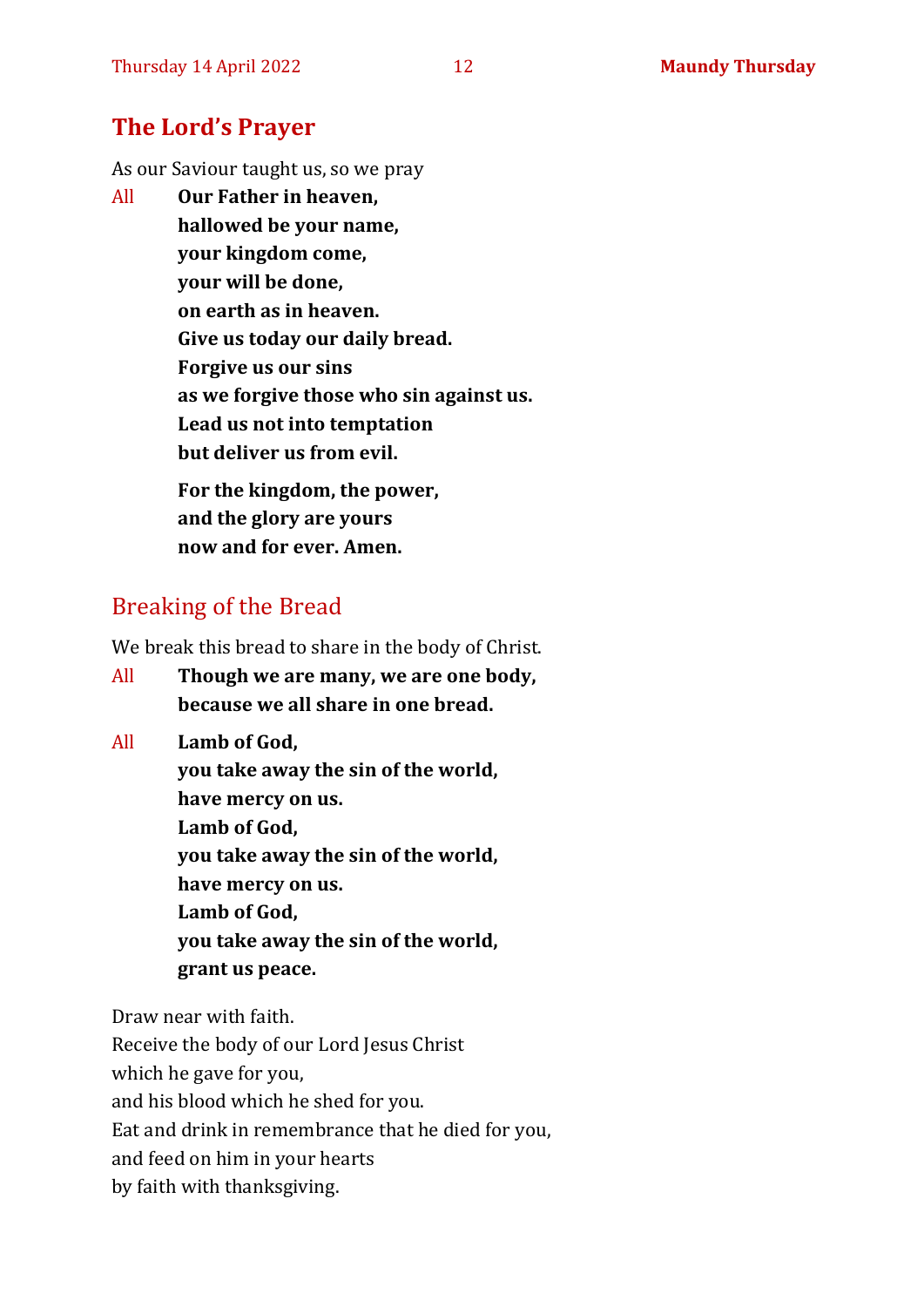## The Lord's Prayer

As our Saviour taught us, so we pray

All **Our Father in heaven,**
**hallowed be your name,**
**your kingdom come,**
**your will be done,**
**on earth as in heaven.**
**Give us today our daily bread.**
**Forgive us our sins**
**as we forgive those who sin against us.**
**Lead us not into temptation**
**but deliver us from evil.**

**For the kingdom, the power,**
**and the glory are yours**
**now and for ever. Amen.**

## Breaking of the Bread

We break this bread to share in the body of Christ.

All **Though we are many, we are one body,**
**because we all share in one bread.**

All **Lamb of God,**
**you take away the sin of the world,**
**have mercy on us.**
**Lamb of God,**
**you take away the sin of the world,**
**have mercy on us.**
**Lamb of God,**
**you take away the sin of the world,**
**grant us peace.**

Draw near with faith.
Receive the body of our Lord Jesus Christ
which he gave for you,
and his blood which he shed for you.
Eat and drink in remembrance that he died for you,
and feed on him in your hearts
by faith with thanksgiving.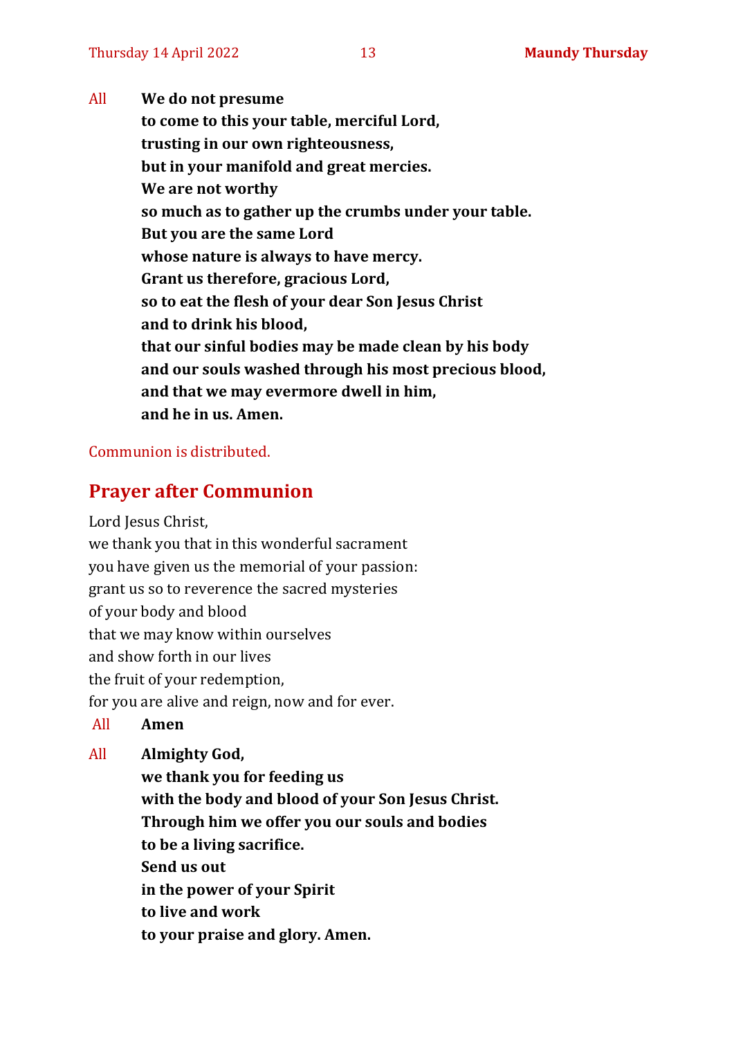All **We do not presume**
**to come to this your table, merciful Lord,**
**trusting in our own righteousness,**
**but in your manifold and great mercies.**
**We are not worthy**
**so much as to gather up the crumbs under your table.**
**But you are the same Lord**
**whose nature is always to have mercy.**
**Grant us therefore, gracious Lord,**
**so to eat the flesh of your dear Son Jesus Christ**
**and to drink his blood,**
**that our sinful bodies may be made clean by his body**
**and our souls washed through his most precious blood,**
**and that we may evermore dwell in him,**
**and he in us. Amen.**

Communion is distributed.

## Prayer after Communion

Lord Jesus Christ,
we thank you that in this wonderful sacrament
you have given us the memorial of your passion:
grant us so to reverence the sacred mysteries
of your body and blood
that we may know within ourselves
and show forth in our lives
the fruit of your redemption,
for you are alive and reign, now and for ever.

All **Amen**

All **Almighty God,**
**we thank you for feeding us**
**with the body and blood of your Son Jesus Christ.**
**Through him we offer you our souls and bodies**
**to be a living sacrifice.**
**Send us out**
**in the power of your Spirit**
**to live and work**
**to your praise and glory. Amen.**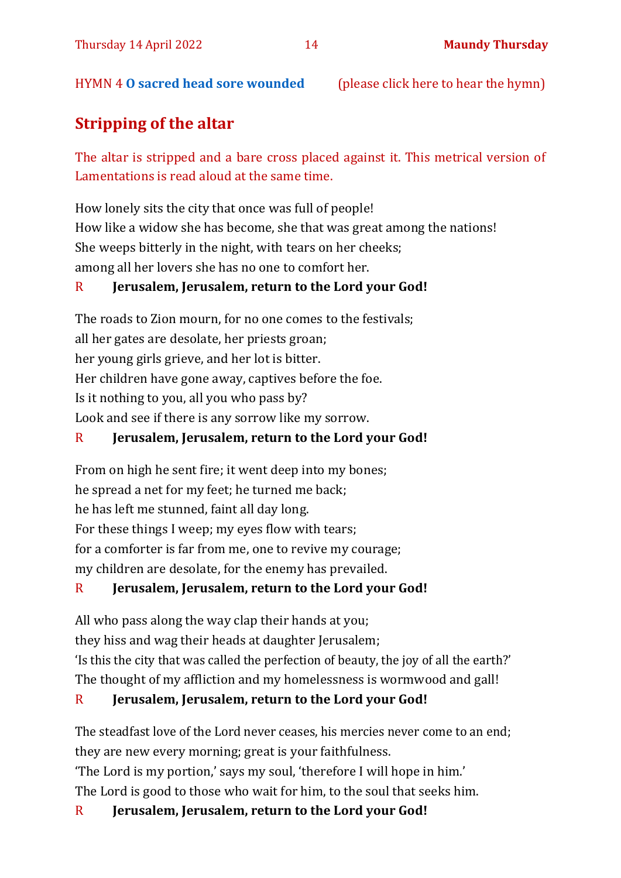HYMN 4 **O sacred head sore wounded** (please click here to hear the hymn)

## Stripping of the altar

The altar is stripped and a bare cross placed against it. This metrical version of Lamentations is read aloud at the same time.

How lonely sits the city that once was full of people!
How like a widow she has become, she that was great among the nations!
She weeps bitterly in the night, with tears on her cheeks;
among all her lovers she has no one to comfort her.

R **Jerusalem, Jerusalem, return to the Lord your God!**

The roads to Zion mourn, for no one comes to the festivals;
all her gates are desolate, her priests groan;
her young girls grieve, and her lot is bitter.
Her children have gone away, captives before the foe.
Is it nothing to you, all you who pass by?
Look and see if there is any sorrow like my sorrow.

R **Jerusalem, Jerusalem, return to the Lord your God!**

From on high he sent fire; it went deep into my bones;
he spread a net for my feet; he turned me back;
he has left me stunned, faint all day long.
For these things I weep; my eyes flow with tears;
for a comforter is far from me, one to revive my courage;
my children are desolate, for the enemy has prevailed.

R **Jerusalem, Jerusalem, return to the Lord your God!**

All who pass along the way clap their hands at you;
they hiss and wag their heads at daughter Jerusalem;
'Is this the city that was called the perfection of beauty, the joy of all the earth?'
The thought of my affliction and my homelessness is wormwood and gall!

R **Jerusalem, Jerusalem, return to the Lord your God!**

The steadfast love of the Lord never ceases, his mercies never come to an end;
they are new every morning; great is your faithfulness.
'The Lord is my portion,' says my soul, 'therefore I will hope in him.'
The Lord is good to those who wait for him, to the soul that seeks him.

R **Jerusalem, Jerusalem, return to the Lord your God!**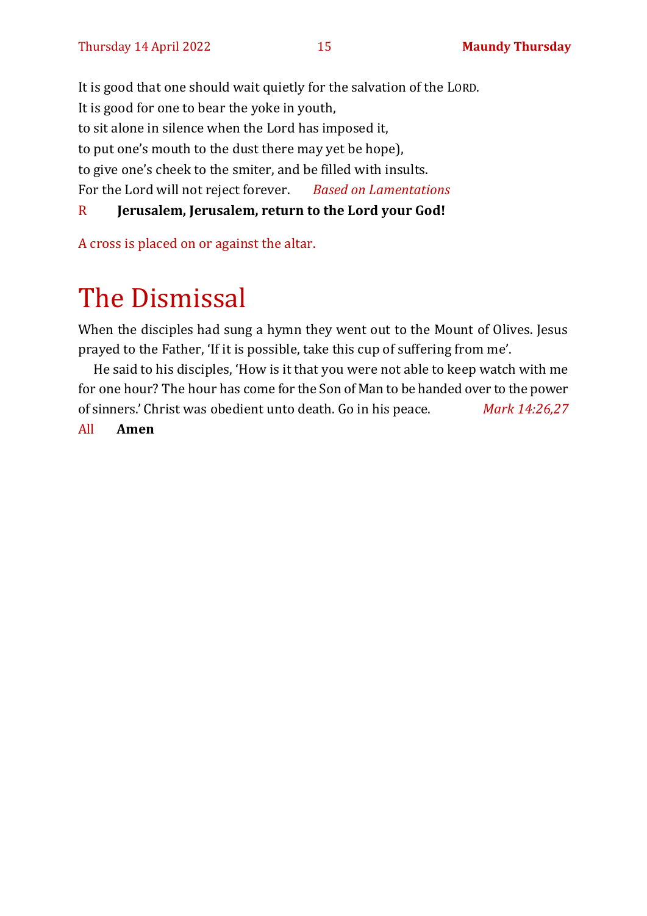It is good that one should wait quietly for the salvation of the LORD.
It is good for one to bear the yoke in youth,
to sit alone in silence when the Lord has imposed it,
to put one's mouth to the dust there may yet be hope),
to give one's cheek to the smiter, and be filled with insults.
For the Lord will not reject forever. *Based on Lamentations*

R **Jerusalem, Jerusalem, return to the Lord your God!**

A cross is placed on or against the altar.

# The Dismissal

When the disciples had sung a hymn they went out to the Mount of Olives. Jesus prayed to the Father, 'If it is possible, take this cup of suffering from me'.

He said to his disciples, 'How is it that you were not able to keep watch with me for one hour? The hour has come for the Son of Man to be handed over to the power of sinners.' Christ was obedient unto death. Go in his peace. *Mark 14:26,27*

All **Amen**